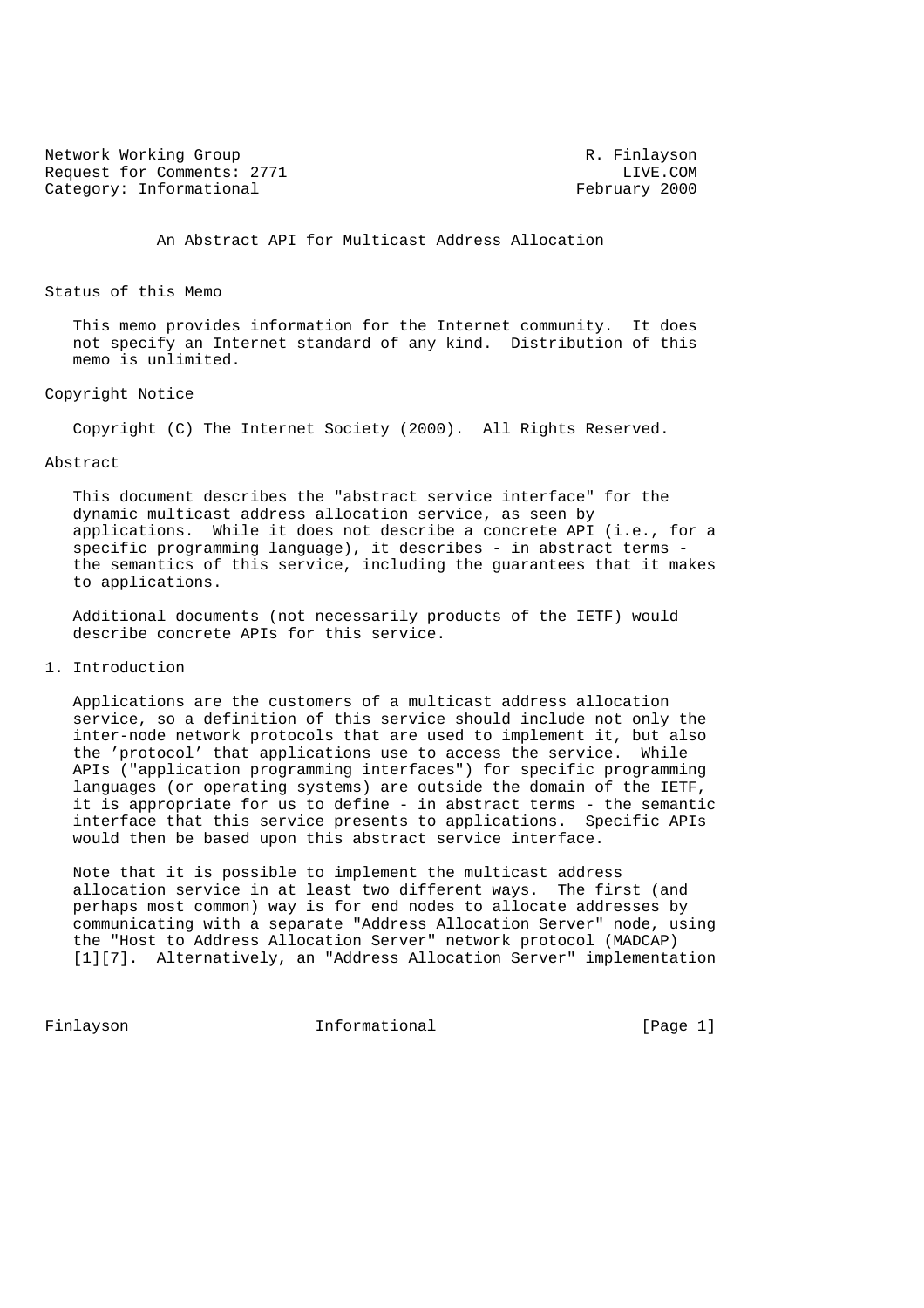Network Working Group R. Finlayson
Request for Comments: 2771 LIVE.COM
Category: Informational February 2000

# An Abstract API for Multicast Address Allocation

## Status of this Memo

This memo provides information for the Internet community. It does not specify an Internet standard of any kind. Distribution of this memo is unlimited.

## Copyright Notice

Copyright (C) The Internet Society (2000). All Rights Reserved.

## Abstract

This document describes the "abstract service interface" for the dynamic multicast address allocation service, as seen by applications. While it does not describe a concrete API (i.e., for a specific programming language), it describes - in abstract terms - the semantics of this service, including the guarantees that it makes to applications.

Additional documents (not necessarily products of the IETF) would describe concrete APIs for this service.

## 1. Introduction

Applications are the customers of a multicast address allocation service, so a definition of this service should include not only the inter-node network protocols that are used to implement it, but also the 'protocol' that applications use to access the service. While APIs ("application programming interfaces") for specific programming languages (or operating systems) are outside the domain of the IETF, it is appropriate for us to define - in abstract terms - the semantic interface that this service presents to applications. Specific APIs would then be based upon this abstract service interface.

Note that it is possible to implement the multicast address allocation service in at least two different ways. The first (and perhaps most common) way is for end nodes to allocate addresses by communicating with a separate "Address Allocation Server" node, using the "Host to Address Allocation Server" network protocol (MADCAP) [1][7]. Alternatively, an "Address Allocation Server" implementation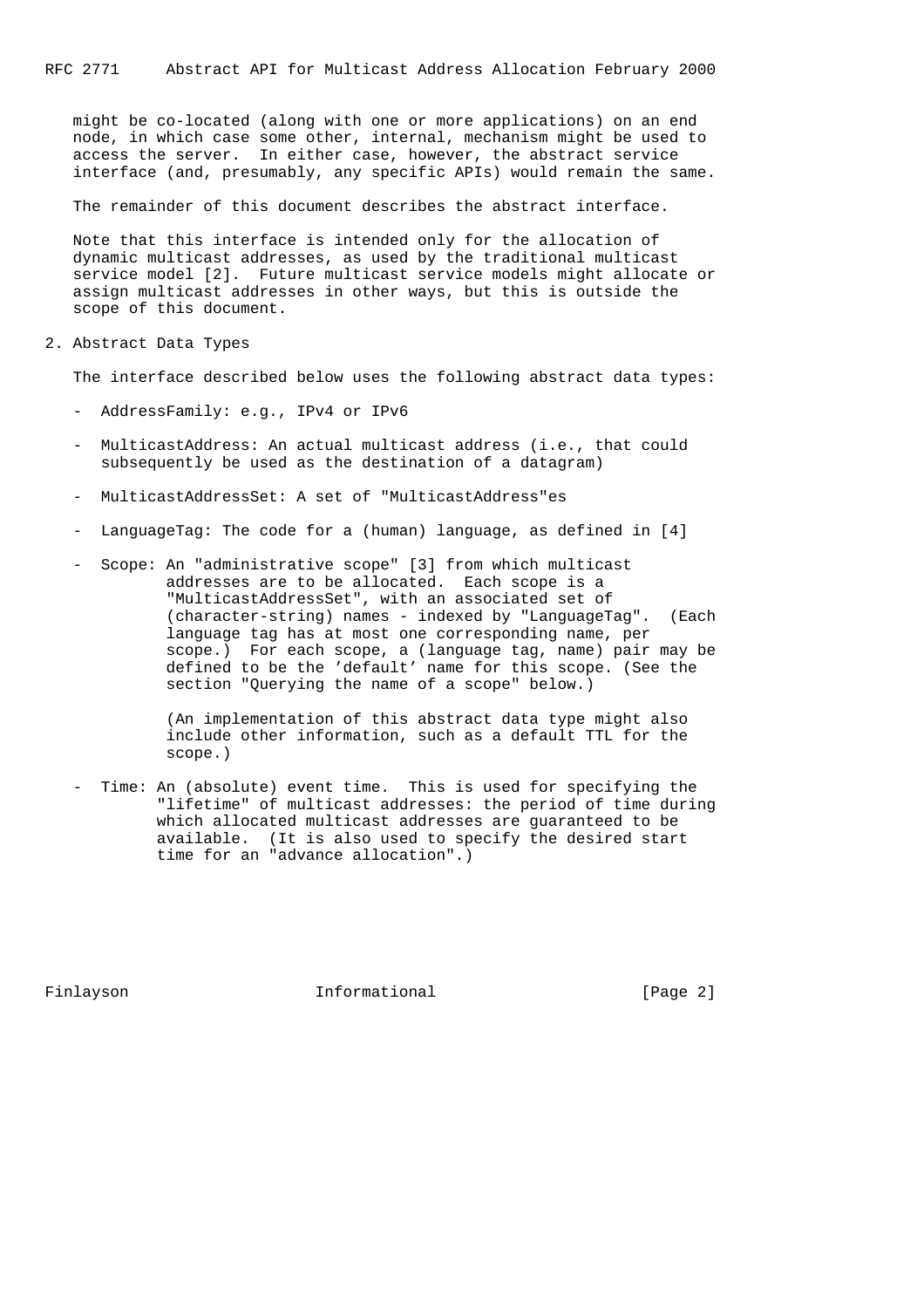might be co-located (along with one or more applications) on an end node, in which case some other, internal, mechanism might be used to access the server. In either case, however, the abstract service interface (and, presumably, any specific APIs) would remain the same.

The remainder of this document describes the abstract interface.

Note that this interface is intended only for the allocation of dynamic multicast addresses, as used by the traditional multicast service model [2]. Future multicast service models might allocate or assign multicast addresses in other ways, but this is outside the scope of this document.

## 2. Abstract Data Types

The interface described below uses the following abstract data types:

- AddressFamily: e.g., IPv4 or IPv6

- MulticastAddress: An actual multicast address (i.e., that could subsequently be used as the destination of a datagram)

- MulticastAddressSet: A set of "MulticastAddress"es

- LanguageTag: The code for a (human) language, as defined in [4]

- Scope: An "administrative scope" [3] from which multicast addresses are to be allocated. Each scope is a "MulticastAddressSet", with an associated set of (character-string) names - indexed by "LanguageTag". (Each language tag has at most one corresponding name, per scope.) For each scope, a (language tag, name) pair may be defined to be the 'default' name for this scope. (See the section "Querying the name of a scope" below.)

  (An implementation of this abstract data type might also include other information, such as a default TTL for the scope.)

- Time: An (absolute) event time. This is used for specifying the "lifetime" of multicast addresses: the period of time during which allocated multicast addresses are guaranteed to be available. (It is also used to specify the desired start time for an "advance allocation".)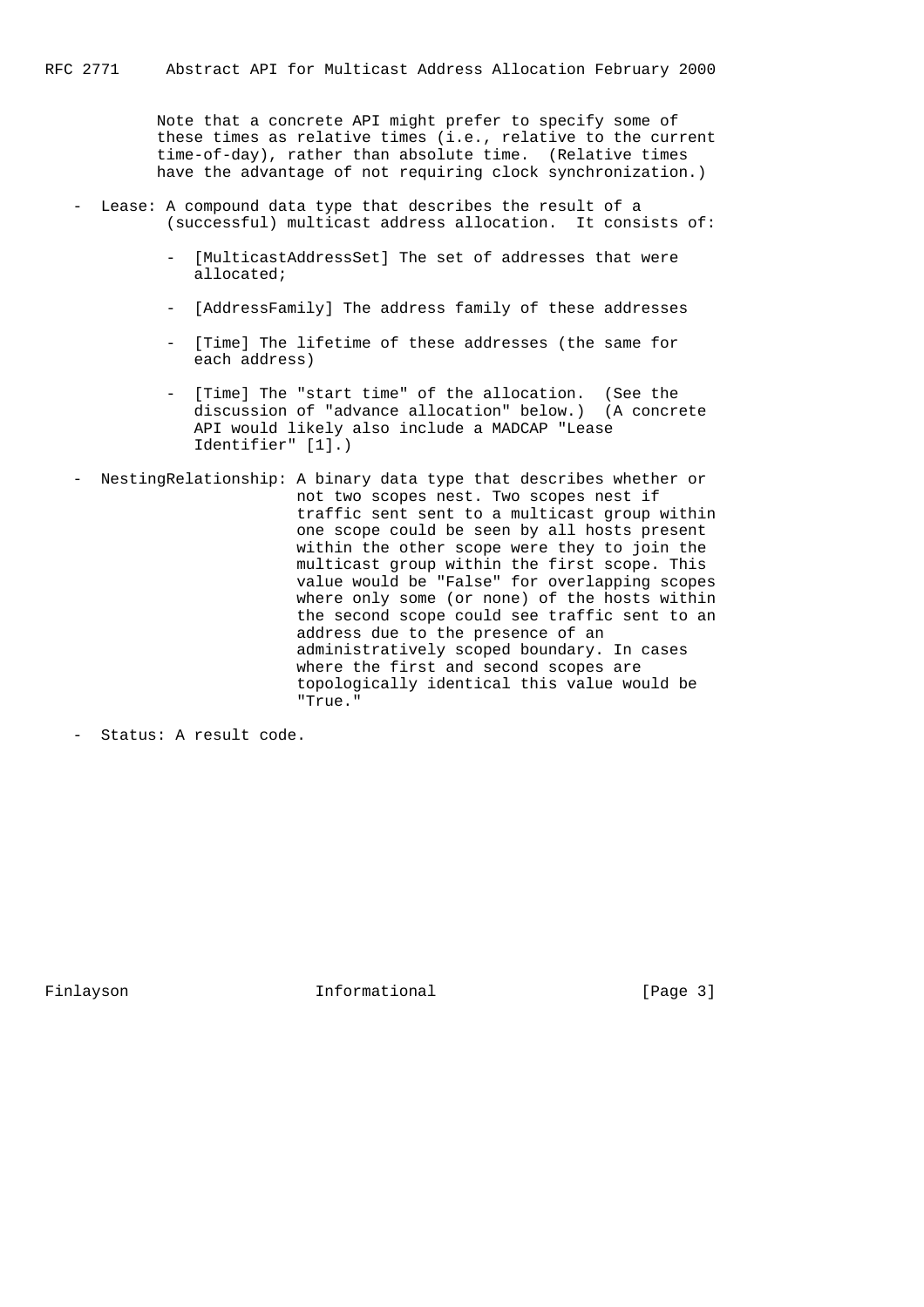Note that a concrete API might prefer to specify some of these times as relative times (i.e., relative to the current time-of-day), rather than absolute time. (Relative times have the advantage of not requiring clock synchronization.)

- Lease: A compound data type that describes the result of a (successful) multicast address allocation. It consists of:

  - [MulticastAddressSet] The set of addresses that were allocated;

  - [AddressFamily] The address family of these addresses

  - [Time] The lifetime of these addresses (the same for each address)

  - [Time] The "start time" of the allocation. (See the discussion of "advance allocation" below.) (A concrete API would likely also include a MADCAP "Lease Identifier" [1].)

- NestingRelationship: A binary data type that describes whether or not two scopes nest. Two scopes nest if traffic sent sent to a multicast group within one scope could be seen by all hosts present within the other scope were they to join the multicast group within the first scope. This value would be "False" for overlapping scopes where only some (or none) of the hosts within the second scope could see traffic sent to an address due to the presence of an administratively scoped boundary. In cases where the first and second scopes are topologically identical this value would be "True."

- Status: A result code.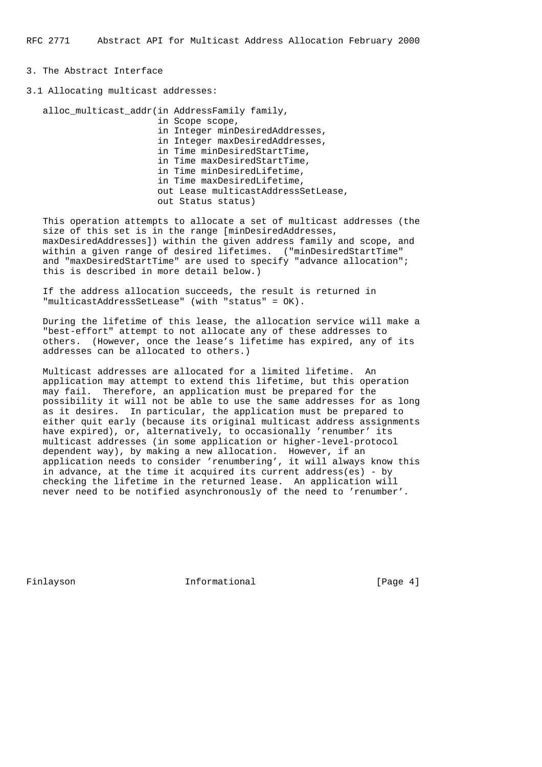## 3. The Abstract Interface

### 3.1 Allocating multicast addresses:

```
alloc_multicast_addr(in AddressFamily family,
                     in Scope scope,
                     in Integer minDesiredAddresses,
                     in Integer maxDesiredAddresses,
                     in Time minDesiredStartTime,
                     in Time maxDesiredStartTime,
                     in Time minDesiredLifetime,
                     in Time maxDesiredLifetime,
                     out Lease multicastAddressSetLease,
                     out Status status)
```

This operation attempts to allocate a set of multicast addresses (the size of this set is in the range [minDesiredAddresses, maxDesiredAddresses]) within the given address family and scope, and within a given range of desired lifetimes. ("minDesiredStartTime" and "maxDesiredStartTime" are used to specify "advance allocation"; this is described in more detail below.)

If the address allocation succeeds, the result is returned in "multicastAddressSetLease" (with "status" = OK).

During the lifetime of this lease, the allocation service will make a "best-effort" attempt to not allocate any of these addresses to others. (However, once the lease's lifetime has expired, any of its addresses can be allocated to others.)

Multicast addresses are allocated for a limited lifetime. An application may attempt to extend this lifetime, but this operation may fail. Therefore, an application must be prepared for the possibility it will not be able to use the same addresses for as long as it desires. In particular, the application must be prepared to either quit early (because its original multicast address assignments have expired), or, alternatively, to occasionally 'renumber' its multicast addresses (in some application or higher-level-protocol dependent way), by making a new allocation. However, if an application needs to consider 'renumbering', it will always know this in advance, at the time it acquired its current address(es) - by checking the lifetime in the returned lease. An application will never need to be notified asynchronously of the need to 'renumber'.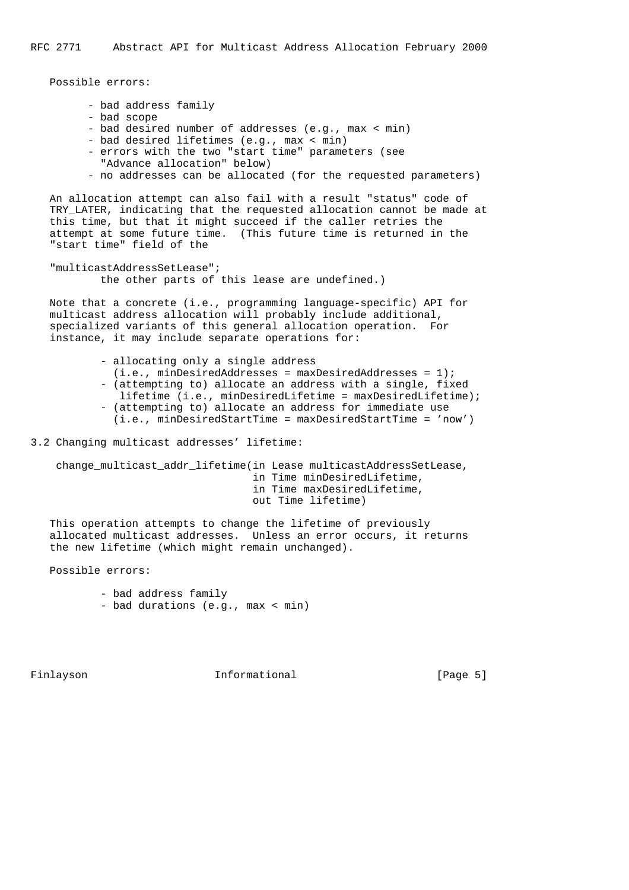Possible errors:

- bad address family
- bad scope
- bad desired number of addresses (e.g., max < min)
- bad desired lifetimes (e.g., max < min)
- errors with the two "start time" parameters (see "Advance allocation" below)
- no addresses can be allocated (for the requested parameters)

An allocation attempt can also fail with a result "status" code of TRY_LATER, indicating that the requested allocation cannot be made at this time, but that it might succeed if the caller retries the attempt at some future time. (This future time is returned in the "start time" field of the

"multicastAddressSetLease"; the other parts of this lease are undefined.)

Note that a concrete (i.e., programming language-specific) API for multicast address allocation will probably include additional, specialized variants of this general allocation operation. For instance, it may include separate operations for:

- allocating only a single address (i.e., minDesiredAddresses = maxDesiredAddresses = 1);
- (attempting to) allocate an address with a single, fixed lifetime (i.e., minDesiredLifetime = maxDesiredLifetime);
- (attempting to) allocate an address for immediate use (i.e., minDesiredStartTime = maxDesiredStartTime = 'now')

## 3.2 Changing multicast addresses' lifetime:

```
change_multicast_addr_lifetime(in Lease multicastAddressSetLease,
                               in Time minDesiredLifetime,
                               in Time maxDesiredLifetime,
                               out Time lifetime)
```

This operation attempts to change the lifetime of previously allocated multicast addresses. Unless an error occurs, it returns the new lifetime (which might remain unchanged).

Possible errors:

- bad address family
- bad durations (e.g., max < min)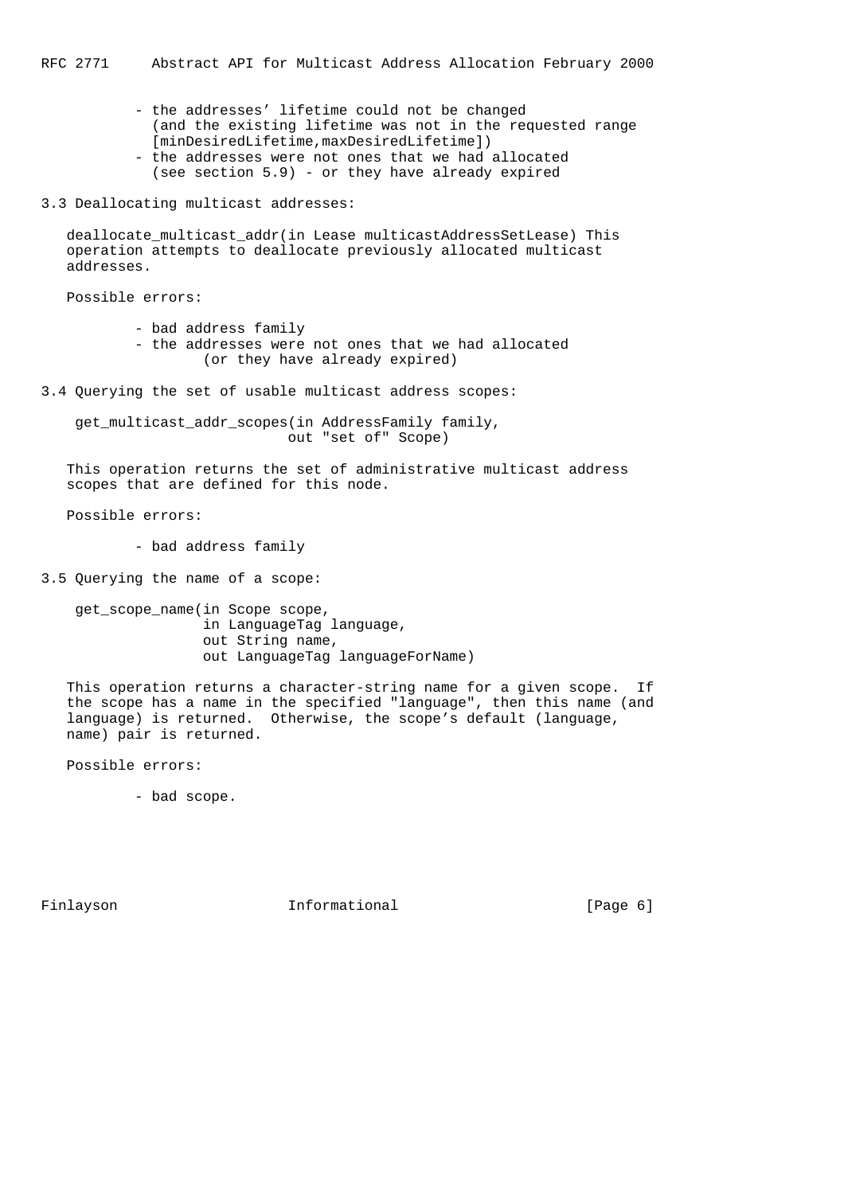- the addresses' lifetime could not be changed (and the existing lifetime was not in the requested range [minDesiredLifetime,maxDesiredLifetime])
- the addresses were not ones that we had allocated (see section 5.9) - or they have already expired

### 3.3 Deallocating multicast addresses:

deallocate_multicast_addr(in Lease multicastAddressSetLease) This operation attempts to deallocate previously allocated multicast addresses.

Possible errors:

- bad address family
- the addresses were not ones that we had allocated (or they have already expired)

### 3.4 Querying the set of usable multicast address scopes:

```
get_multicast_addr_scopes(in AddressFamily family,
                          out "set of" Scope)
```

This operation returns the set of administrative multicast address scopes that are defined for this node.

Possible errors:

- bad address family

### 3.5 Querying the name of a scope:

```
get_scope_name(in Scope scope,
               in LanguageTag language,
               out String name,
               out LanguageTag languageForName)
```

This operation returns a character-string name for a given scope. If the scope has a name in the specified "language", then this name (and language) is returned. Otherwise, the scope's default (language, name) pair is returned.

Possible errors:

- bad scope.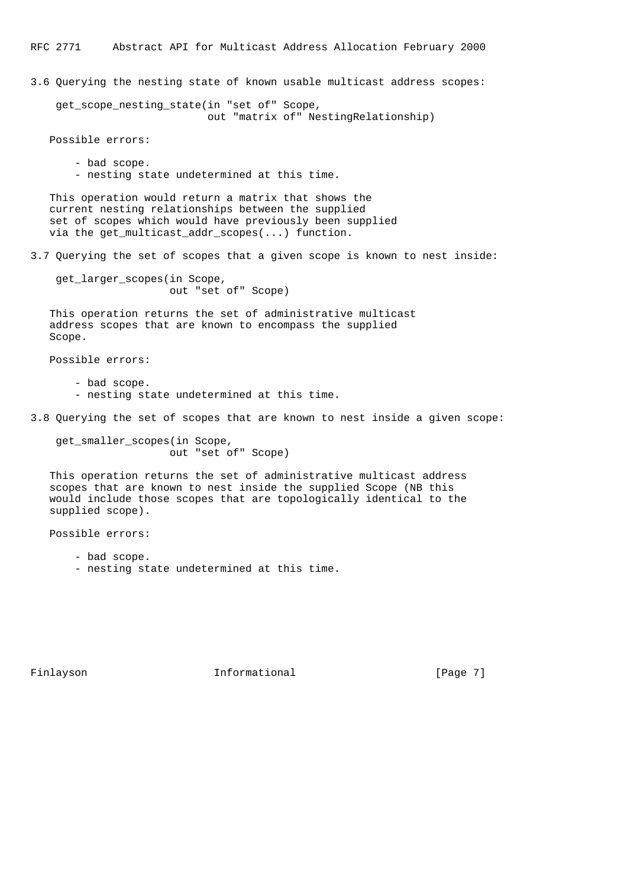### 3.6 Querying the nesting state of known usable multicast address scopes:

```
get_scope_nesting_state(in "set of" Scope,
                        out "matrix of" NestingRelationship)
```

Possible errors:

- bad scope.
- nesting state undetermined at this time.

This operation would return a matrix that shows the current nesting relationships between the supplied set of scopes which would have previously been supplied via the get_multicast_addr_scopes(...) function.

### 3.7 Querying the set of scopes that a given scope is known to nest inside:

```
get_larger_scopes(in Scope,
                  out "set of" Scope)
```

This operation returns the set of administrative multicast address scopes that are known to encompass the supplied Scope.

Possible errors:

- bad scope.
- nesting state undetermined at this time.

### 3.8 Querying the set of scopes that are known to nest inside a given scope:

```
get_smaller_scopes(in Scope,
                   out "set of" Scope)
```

This operation returns the set of administrative multicast address scopes that are known to nest inside the supplied Scope (NB this would include those scopes that are topologically identical to the supplied scope).

Possible errors:

- bad scope.
- nesting state undetermined at this time.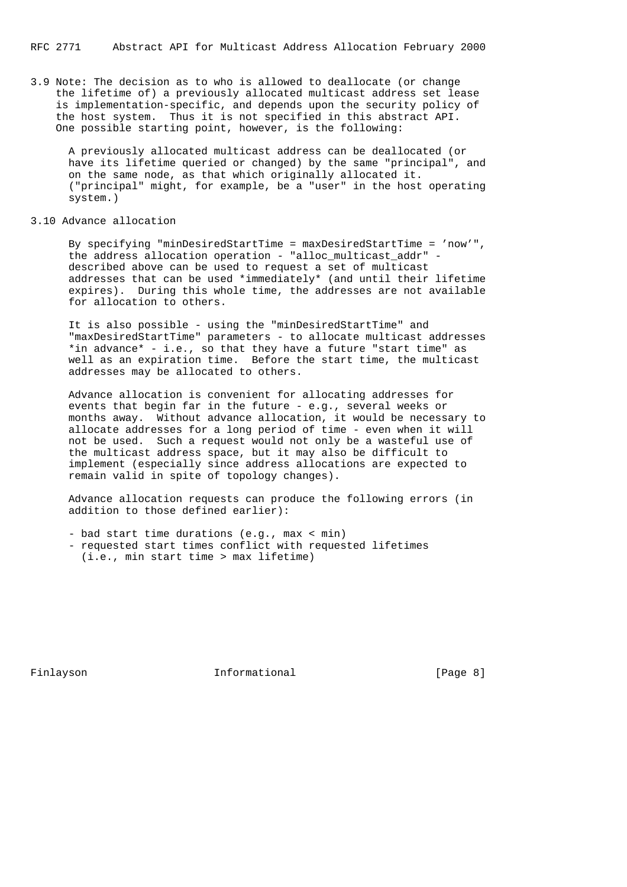3.9 Note: The decision as to who is allowed to deallocate (or change the lifetime of) a previously allocated multicast address set lease is implementation-specific, and depends upon the security policy of the host system. Thus it is not specified in this abstract API. One possible starting point, however, is the following:

A previously allocated multicast address can be deallocated (or have its lifetime queried or changed) by the same "principal", and on the same node, as that which originally allocated it. ("principal" might, for example, be a "user" in the host operating system.)

### 3.10 Advance allocation

By specifying "minDesiredStartTime = maxDesiredStartTime = 'now'", the address allocation operation - "alloc_multicast_addr" - described above can be used to request a set of multicast addresses that can be used *immediately* (and until their lifetime expires). During this whole time, the addresses are not available for allocation to others.

It is also possible - using the "minDesiredStartTime" and "maxDesiredStartTime" parameters - to allocate multicast addresses *in advance* - i.e., so that they have a future "start time" as well as an expiration time. Before the start time, the multicast addresses may be allocated to others.

Advance allocation is convenient for allocating addresses for events that begin far in the future - e.g., several weeks or months away. Without advance allocation, it would be necessary to allocate addresses for a long period of time - even when it will not be used. Such a request would not only be a wasteful use of the multicast address space, but it may also be difficult to implement (especially since address allocations are expected to remain valid in spite of topology changes).

Advance allocation requests can produce the following errors (in addition to those defined earlier):

- bad start time durations (e.g., max < min)
- requested start times conflict with requested lifetimes (i.e., min start time > max lifetime)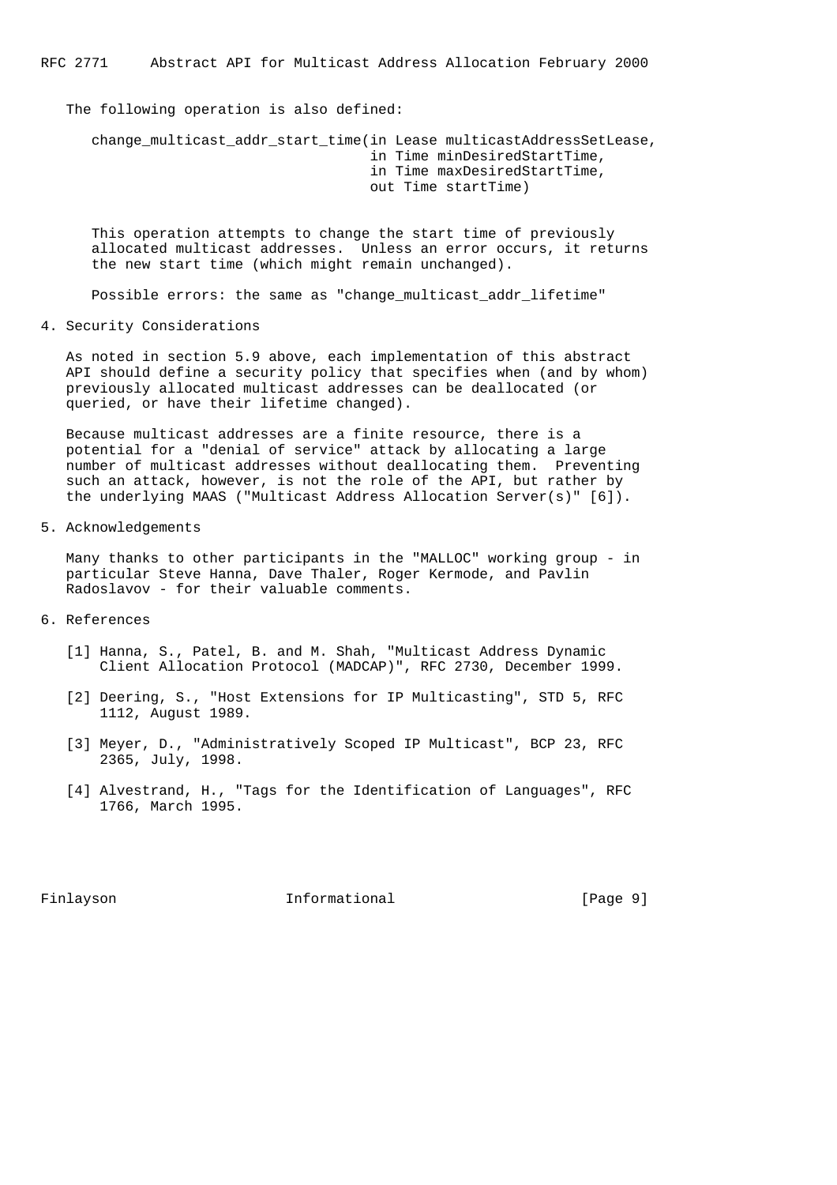The following operation is also defined:

```
change_multicast_addr_start_time(in Lease multicastAddressSetLease,
                                 in Time minDesiredStartTime,
                                 in Time maxDesiredStartTime,
                                 out Time startTime)
```

This operation attempts to change the start time of previously allocated multicast addresses. Unless an error occurs, it returns the new start time (which might remain unchanged).

Possible errors: the same as "change_multicast_addr_lifetime"

## 4. Security Considerations

As noted in section 5.9 above, each implementation of this abstract API should define a security policy that specifies when (and by whom) previously allocated multicast addresses can be deallocated (or queried, or have their lifetime changed).

Because multicast addresses are a finite resource, there is a potential for a "denial of service" attack by allocating a large number of multicast addresses without deallocating them. Preventing such an attack, however, is not the role of the API, but rather by the underlying MAAS ("Multicast Address Allocation Server(s)" [6]).

## 5. Acknowledgements

Many thanks to other participants in the "MALLOC" working group - in particular Steve Hanna, Dave Thaler, Roger Kermode, and Pavlin Radoslavov - for their valuable comments.

## 6. References

[1] Hanna, S., Patel, B. and M. Shah, "Multicast Address Dynamic Client Allocation Protocol (MADCAP)", RFC 2730, December 1999.

[2] Deering, S., "Host Extensions for IP Multicasting", STD 5, RFC 1112, August 1989.

[3] Meyer, D., "Administratively Scoped IP Multicast", BCP 23, RFC 2365, July, 1998.

[4] Alvestrand, H., "Tags for the Identification of Languages", RFC 1766, March 1995.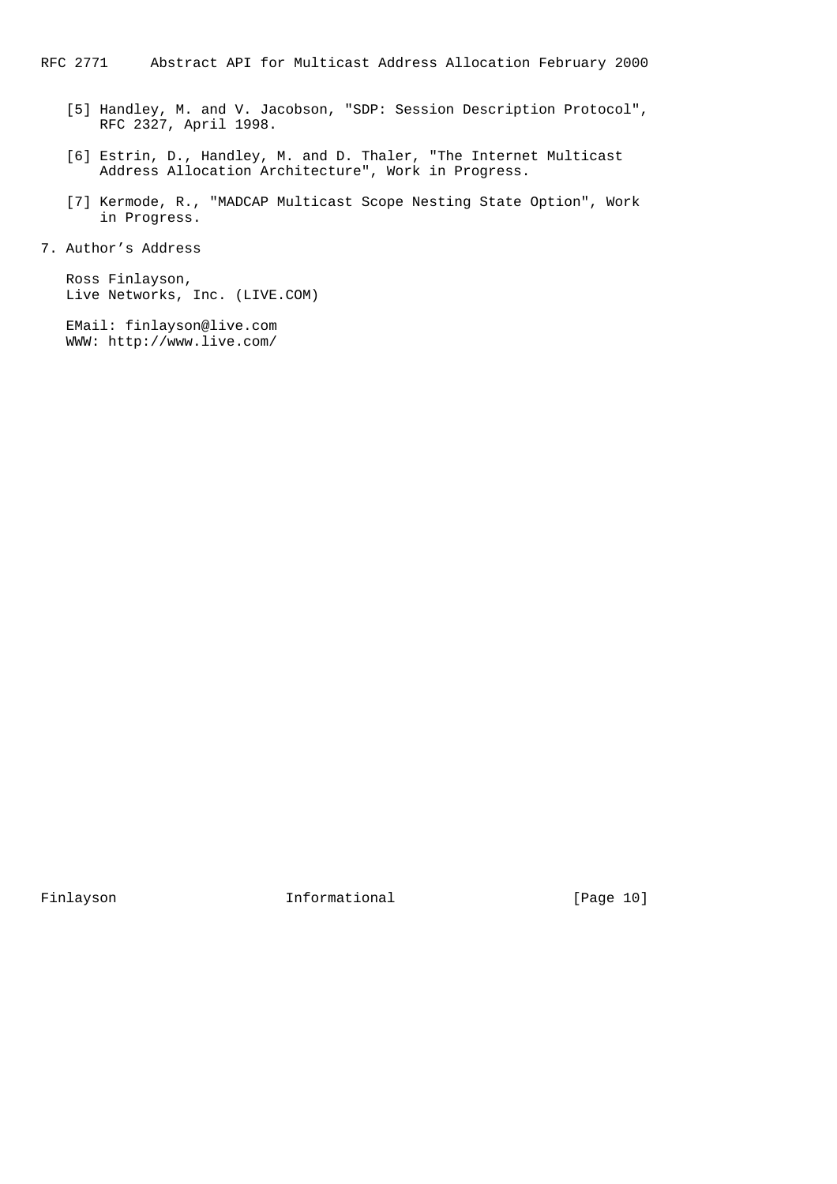[5] Handley, M. and V. Jacobson, "SDP: Session Description Protocol", RFC 2327, April 1998.

[6] Estrin, D., Handley, M. and D. Thaler, "The Internet Multicast Address Allocation Architecture", Work in Progress.

[7] Kermode, R., "MADCAP Multicast Scope Nesting State Option", Work in Progress.

## 7. Author's Address

Ross Finlayson,
Live Networks, Inc. (LIVE.COM)

EMail: finlayson@live.com
WWW: http://www.live.com/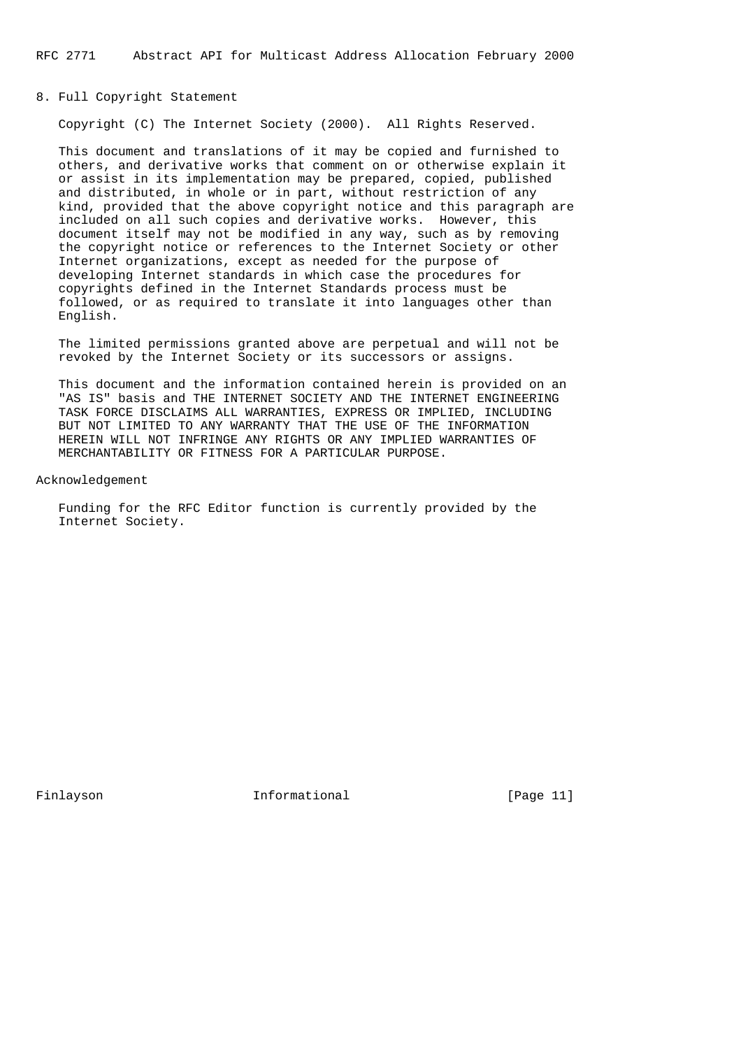## 8. Full Copyright Statement

Copyright (C) The Internet Society (2000). All Rights Reserved.

This document and translations of it may be copied and furnished to others, and derivative works that comment on or otherwise explain it or assist in its implementation may be prepared, copied, published and distributed, in whole or in part, without restriction of any kind, provided that the above copyright notice and this paragraph are included on all such copies and derivative works. However, this document itself may not be modified in any way, such as by removing the copyright notice or references to the Internet Society or other Internet organizations, except as needed for the purpose of developing Internet standards in which case the procedures for copyrights defined in the Internet Standards process must be followed, or as required to translate it into languages other than English.

The limited permissions granted above are perpetual and will not be revoked by the Internet Society or its successors or assigns.

This document and the information contained herein is provided on an "AS IS" basis and THE INTERNET SOCIETY AND THE INTERNET ENGINEERING TASK FORCE DISCLAIMS ALL WARRANTIES, EXPRESS OR IMPLIED, INCLUDING BUT NOT LIMITED TO ANY WARRANTY THAT THE USE OF THE INFORMATION HEREIN WILL NOT INFRINGE ANY RIGHTS OR ANY IMPLIED WARRANTIES OF MERCHANTABILITY OR FITNESS FOR A PARTICULAR PURPOSE.

## Acknowledgement

Funding for the RFC Editor function is currently provided by the Internet Society.